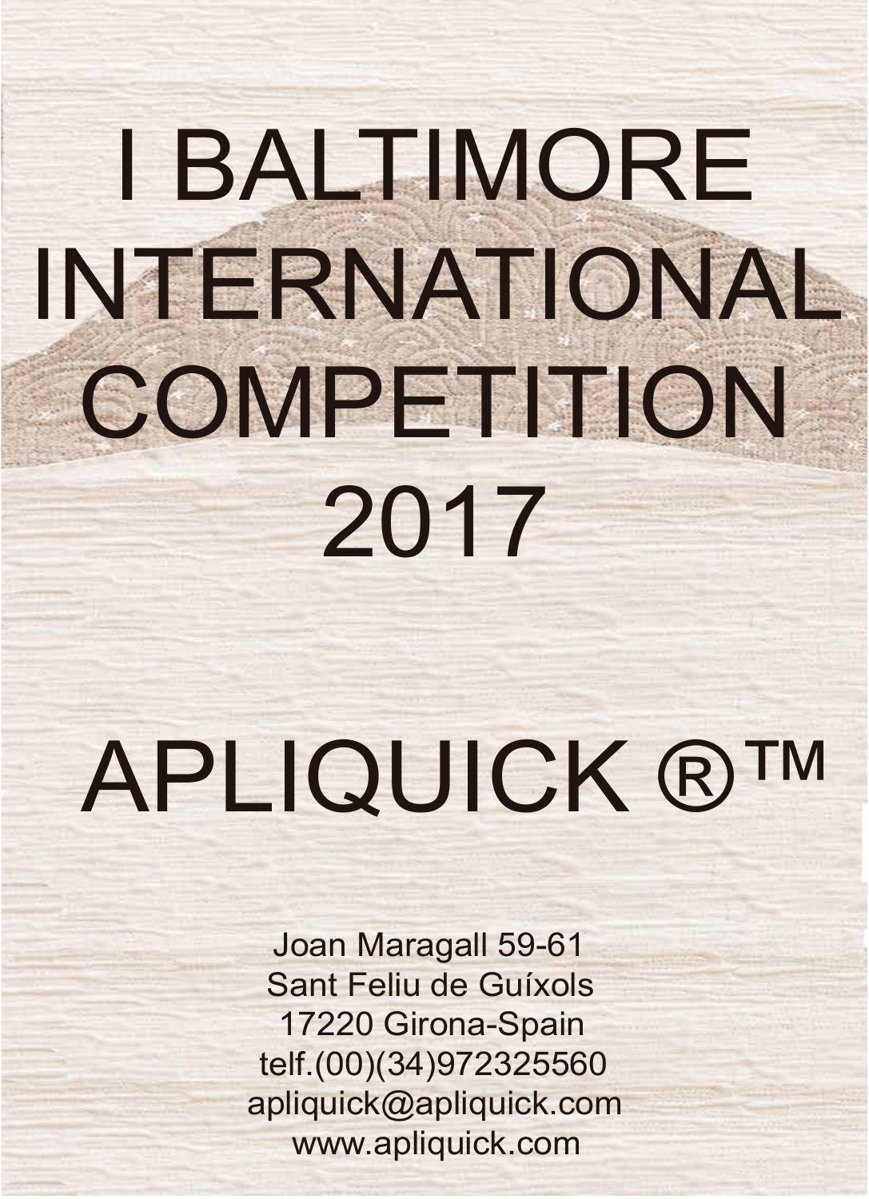# I BALTIMORE INTERNATIONAL COMPETITION 2017

# APLIQUICK ®™

Joan Maragall 59-61
Sant Feliu de Guíxols
17220 Girona-Spain
telf.(00)(34)972325560
apliquick@apliquick.com
www.apliquick.com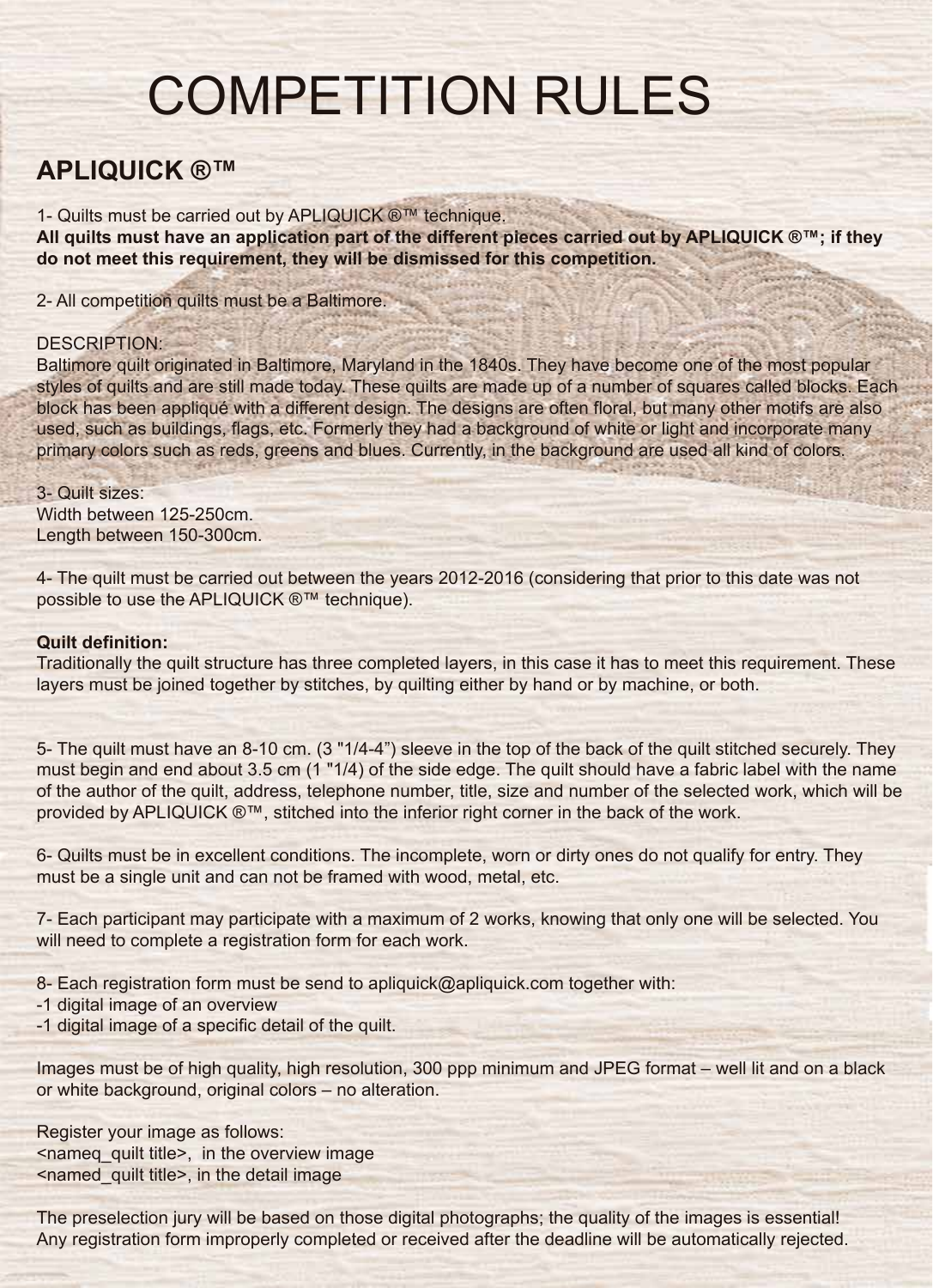# COMPETITION RULES

## APLIQUICK ®™

1- Quilts must be carried out by APLIQUICK ®™ technique.
**All quilts must have an application part of the different pieces carried out by APLIQUICK ®™; if they do not meet this requirement, they will be dismissed for this competition.**

2- All competition quilts must be a Baltimore.

DESCRIPTION:
Baltimore quilt originated in Baltimore, Maryland in the 1840s. They have become one of the most popular styles of quilts and are still made today. These quilts are made up of a number of squares called blocks. Each block has been appliqué with a different design. The designs are often floral, but many other motifs are also used, such as buildings, flags, etc. Formerly they had a background of white or light and incorporate many primary colors such as reds, greens and blues. Currently, in the background are used all kind of colors.

3- Quilt sizes:
Width between 125-250cm.
Length between 150-300cm.

4- The quilt must be carried out between the years 2012-2016 (considering that prior to this date was not possible to use the APLIQUICK ®™ technique).

**Quilt definition:**
Traditionally the quilt structure has three completed layers, in this case it has to meet this requirement. These layers must be joined together by stitches, by quilting either by hand or by machine, or both.

5- The quilt must have an 8-10 cm. (3 "1/4-4") sleeve in the top of the back of the quilt stitched securely. They must begin and end about 3.5 cm (1 "1/4) of the side edge. The quilt should have a fabric label with the name of the author of the quilt, address, telephone number, title, size and number of the selected work, which will be provided by APLIQUICK ®™, stitched into the inferior right corner in the back of the work.

6- Quilts must be in excellent conditions. The incomplete, worn or dirty ones do not qualify for entry. They must be a single unit and can not be framed with wood, metal, etc.

7- Each participant may participate with a maximum of 2 works, knowing that only one will be selected. You will need to complete a registration form for each work.

8- Each registration form must be send to apliquick@apliquick.com together with:
-1 digital image of an overview
-1 digital image of a specific detail of the quilt.

Images must be of high quality, high resolution, 300 ppp minimum and JPEG format – well lit and on a black or white background, original colors – no alteration.

Register your image as follows:
<nameq_quilt title>, in the overview image
<named_quilt title>, in the detail image

The preselection jury will be based on those digital photographs; the quality of the images is essential!
Any registration form improperly completed or received after the deadline will be automatically rejected.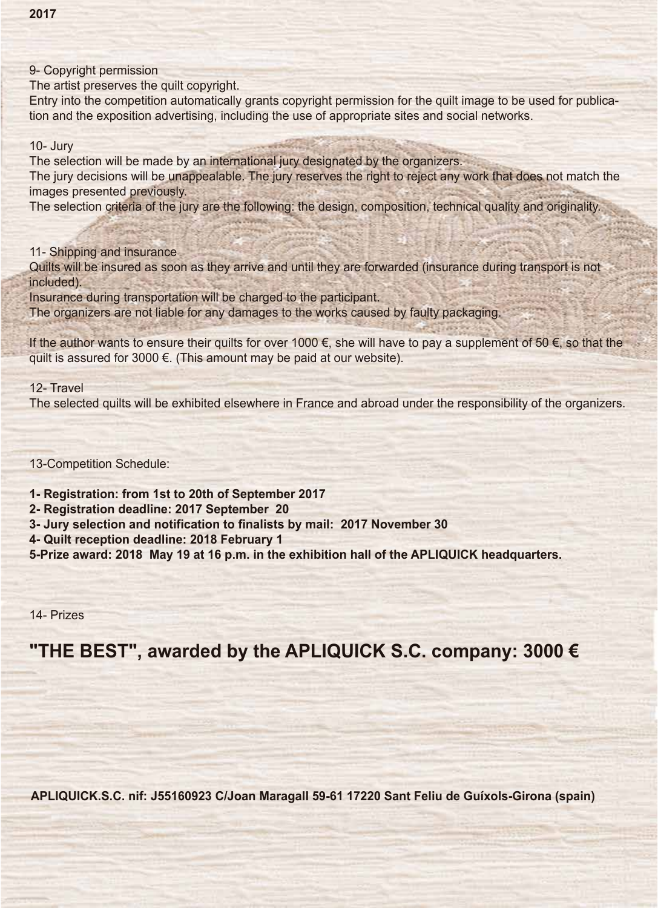**2017**

9- Copyright permission

The artist preserves the quilt copyright.

Entry into the competition automatically grants copyright permission for the quilt image to be used for publication and the exposition advertising, including the use of appropriate sites and social networks.

10- Jury

The selection will be made by an international jury designated by the organizers.

The jury decisions will be unappealable. The jury reserves the right to reject any work that does not match the images presented previously.

The selection criteria of the jury are the following: the design, composition, technical quality and originality.

11- Shipping and insurance

Quilts will be insured as soon as they arrive and until they are forwarded (insurance during transport is not included).

Insurance during transportation will be charged to the participant.

The organizers are not liable for any damages to the works caused by faulty packaging.

If the author wants to ensure their quilts for over 1000 €, she will have to pay a supplement of 50 €, so that the quilt is assured for 3000 €. (This amount may be paid at our website).

12- Travel

The selected quilts will be exhibited elsewhere in France and abroad under the responsibility of the organizers.

13-Competition Schedule:

**1- Registration: from 1st to 20th of September 2017**
**2- Registration deadline: 2017 September 20**
**3- Jury selection and notification to finalists by mail: 2017 November 30**
**4- Quilt reception deadline: 2018 February 1**
**5-Prize award: 2018 May 19 at 16 p.m. in the exhibition hall of the APLIQUICK headquarters.**

14- Prizes

## "THE BEST", awarded by the APLIQUICK S.C. company: 3000 €

**APLIQUICK.S.C. nif: J55160923 C/Joan Maragall 59-61 17220 Sant Feliu de Guíxols-Girona (spain)**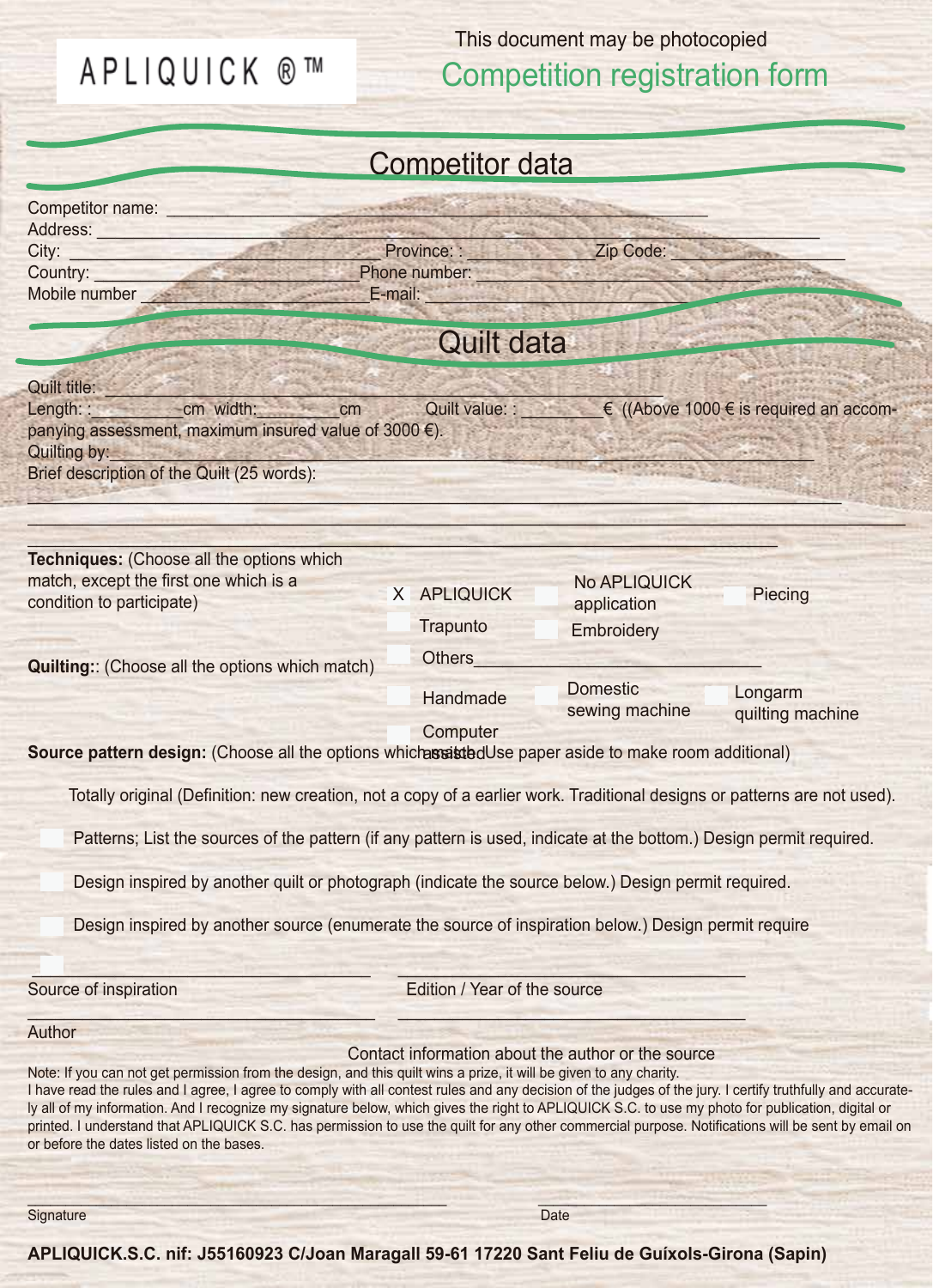APLIQUICK ®™

This document may be photocopied

# Competition registration form

## Competitor data

Competitor name: ____________________________________________

Address: ____________________________________________

City: ______________________ Province: : ____________ Zip Code: ______________

Country: ______________________ Phone number: ______________________

Mobile number ______________________ E-mail: ______________________

## Quilt data

Quilt title: ____________________________________________

Length: :__________cm width:__________cm Quilt value: : _________€ ((Above 1000 € is required an accompanying assessment, maximum insured value of 3000 €).

Quilting by:____________________________________________

Brief description of the Quilt (25 words):

____________________________________________

____________________________________________

____________________________________________

**Techniques:** (Choose all the options which match, except the first one which is a condition to participate)

- X APLIQUICK
- No APLIQUICK application
- Piecing
- Trapunto
- Embroidery
- Others______________________

**Quilting:**: (Choose all the options which match)

- Handmade
- Domestic sewing machine
- Longarm quilting machine
- Computer assisted

**Source pattern design:** (Choose all the options which match. Use paper aside to make room additional)

Totally original (Definition: new creation, not a copy of a earlier work. Traditional designs or patterns are not used).

- Patterns; List the sources of the pattern (if any pattern is used, indicate at the bottom.) Design permit required.
- Design inspired by another quilt or photograph (indicate the source below.) Design permit required.
- Design inspired by another source (enumerate the source of inspiration below.) Design permit require

______________________ Source of inspiration

______________________ Edition / Year of the source

______________________ Author

______________________ Contact information about the author or the source

Note: If you can not get permission from the design, and this quilt wins a prize, it will be given to any charity.

I have read the rules and I agree, I agree to comply with all contest rules and any decision of the judges of the jury. I certify truthfully and accurately all of my information. And I recognize my signature below, which gives the right to APLIQUICK S.C. to use my photo for publication, digital or printed. I understand that APLIQUICK S.C. has permission to use the quilt for any other commercial purpose. Notifications will be sent by email on or before the dates listed on the bases.

______________________ Signature

______________________ Date

**APLIQUICK.S.C. nif: J55160923 C/Joan Maragall 59-61 17220 Sant Feliu de Guíxols-Girona (Sapin)**